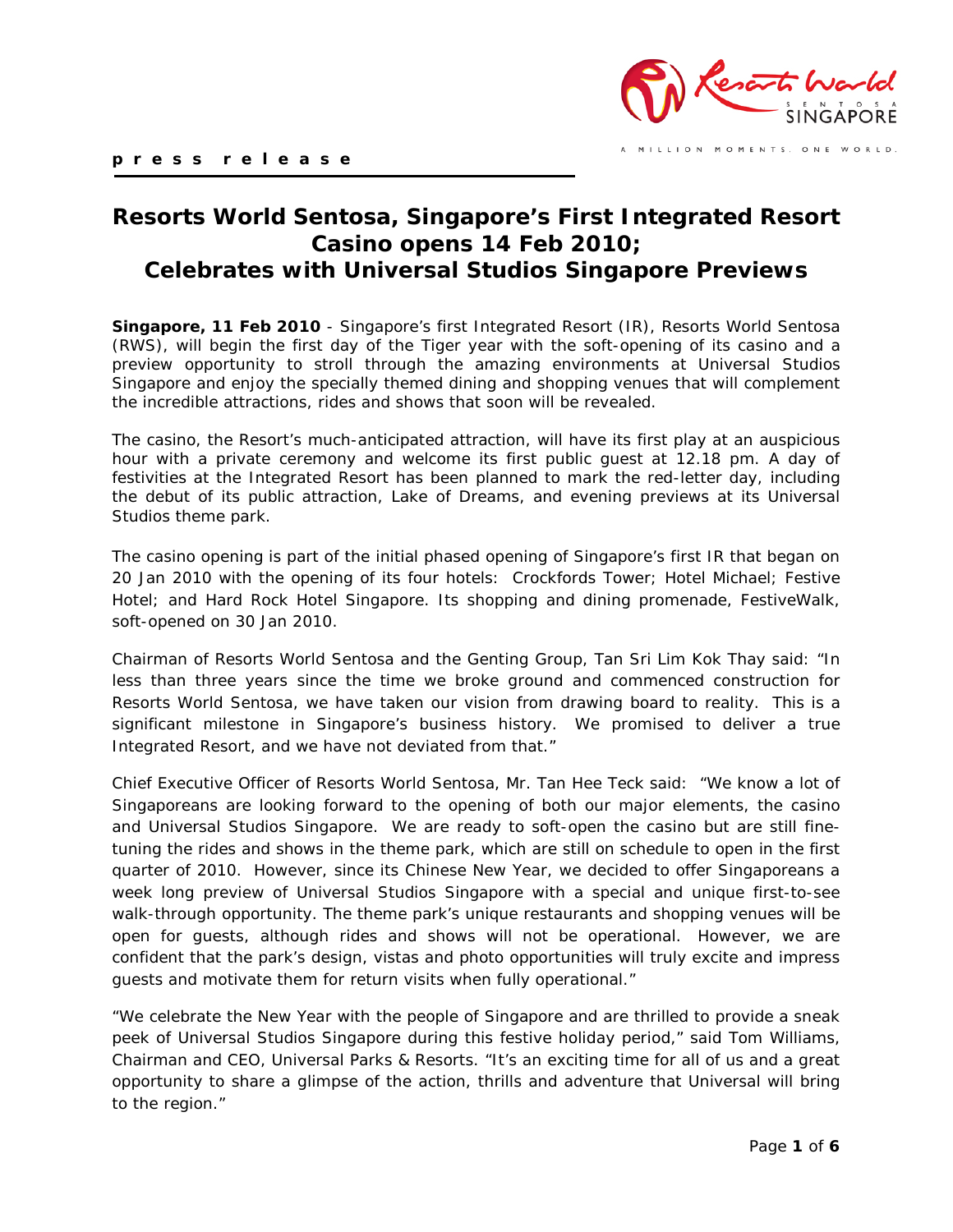**p r e s s   r e l e a s e**

# Resorts World Sentosa, Singapore's First Integrated Resort Casino opens 14 Feb 2010; Celebrates with Universal Studios Singapore Previews

**Singapore, 11 Feb 2010** - Singapore's first Integrated Resort (IR), Resorts World Sentosa (RWS), will begin the first day of the Tiger year with the soft-opening of its casino and a preview opportunity to stroll through the amazing environments at Universal Studios Singapore and enjoy the specially themed dining and shopping venues that will complement the incredible attractions, rides and shows that soon will be revealed.

The casino, the Resort's much-anticipated attraction, will have its first play at an auspicious hour with a private ceremony and welcome its first public guest at 12.18 pm. A day of festivities at the Integrated Resort has been planned to mark the red-letter day, including the debut of its public attraction, Lake of Dreams, and evening previews at its Universal Studios theme park.

The casino opening is part of the initial phased opening of Singapore's first IR that began on 20 Jan 2010 with the opening of its four hotels: Crockfords Tower; Hotel Michael; Festive Hotel; and Hard Rock Hotel Singapore. Its shopping and dining promenade, FestiveWalk, soft-opened on 30 Jan 2010.

Chairman of Resorts World Sentosa and the Genting Group, Tan Sri Lim Kok Thay said: "In less than three years since the time we broke ground and commenced construction for Resorts World Sentosa, we have taken our vision from drawing board to reality. This is a significant milestone in Singapore's business history. We promised to deliver a true Integrated Resort, and we have not deviated from that."

Chief Executive Officer of Resorts World Sentosa, Mr. Tan Hee Teck said: "We know a lot of Singaporeans are looking forward to the opening of both our major elements, the casino and Universal Studios Singapore. We are ready to soft-open the casino but are still fine-tuning the rides and shows in the theme park, which are still on schedule to open in the first quarter of 2010. However, since its Chinese New Year, we decided to offer Singaporeans a week long preview of Universal Studios Singapore with a special and unique first-to-see walk-through opportunity. The theme park's unique restaurants and shopping venues will be open for guests, although rides and shows will not be operational. However, we are confident that the park's design, vistas and photo opportunities will truly excite and impress guests and motivate them for return visits when fully operational."

"We celebrate the New Year with the people of Singapore and are thrilled to provide a sneak peek of Universal Studios Singapore during this festive holiday period," said Tom Williams, Chairman and CEO, Universal Parks & Resorts. "It's an exciting time for all of us and a great opportunity to share a glimpse of the action, thrills and adventure that Universal will bring to the region."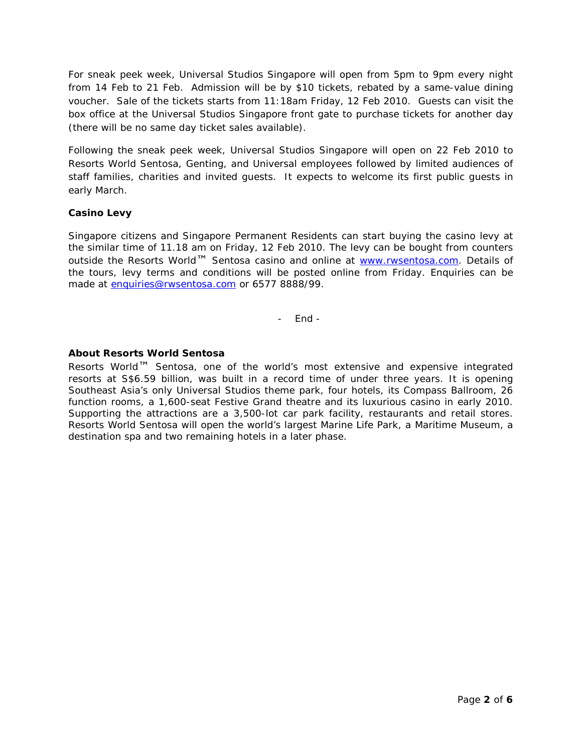For sneak peek week, Universal Studios Singapore will open from 5pm to 9pm every night from 14 Feb to 21 Feb. Admission will be by $10 tickets, rebated by a same-value dining voucher. Sale of the tickets starts from 11:18am Friday, 12 Feb 2010. Guests can visit the box office at the Universal Studios Singapore front gate to purchase tickets for another day (there will be no same day ticket sales available).

Following the sneak peek week, Universal Studios Singapore will open on 22 Feb 2010 to Resorts World Sentosa, Genting, and Universal employees followed by limited audiences of staff families, charities and invited guests. It expects to welcome its first public guests in early March.

**Casino Levy**

Singapore citizens and Singapore Permanent Residents can start buying the casino levy at the similar time of 11.18 am on Friday, 12 Feb 2010. The levy can be bought from counters outside the Resorts World™ Sentosa casino and online at [www.rwsentosa.com](http://www.rwsentosa.com). Details of the tours, levy terms and conditions will be posted online from Friday. Enquiries can be made at [enquiries@rwsentosa.com](mailto:enquiries@rwsentosa.com) or 6577 8888/99.

\- End -

**About Resorts World Sentosa**

Resorts World™ Sentosa, one of the world's most extensive and expensive integrated resorts at S$6.59 billion, was built in a record time of under three years. It is opening Southeast Asia's only Universal Studios theme park, four hotels, its Compass Ballroom, 26 function rooms, a 1,600-seat Festive Grand theatre and its luxurious casino in early 2010. Supporting the attractions are a 3,500-lot car park facility, restaurants and retail stores. Resorts World Sentosa will open the world's largest Marine Life Park, a Maritime Museum, a destination spa and two remaining hotels in a later phase.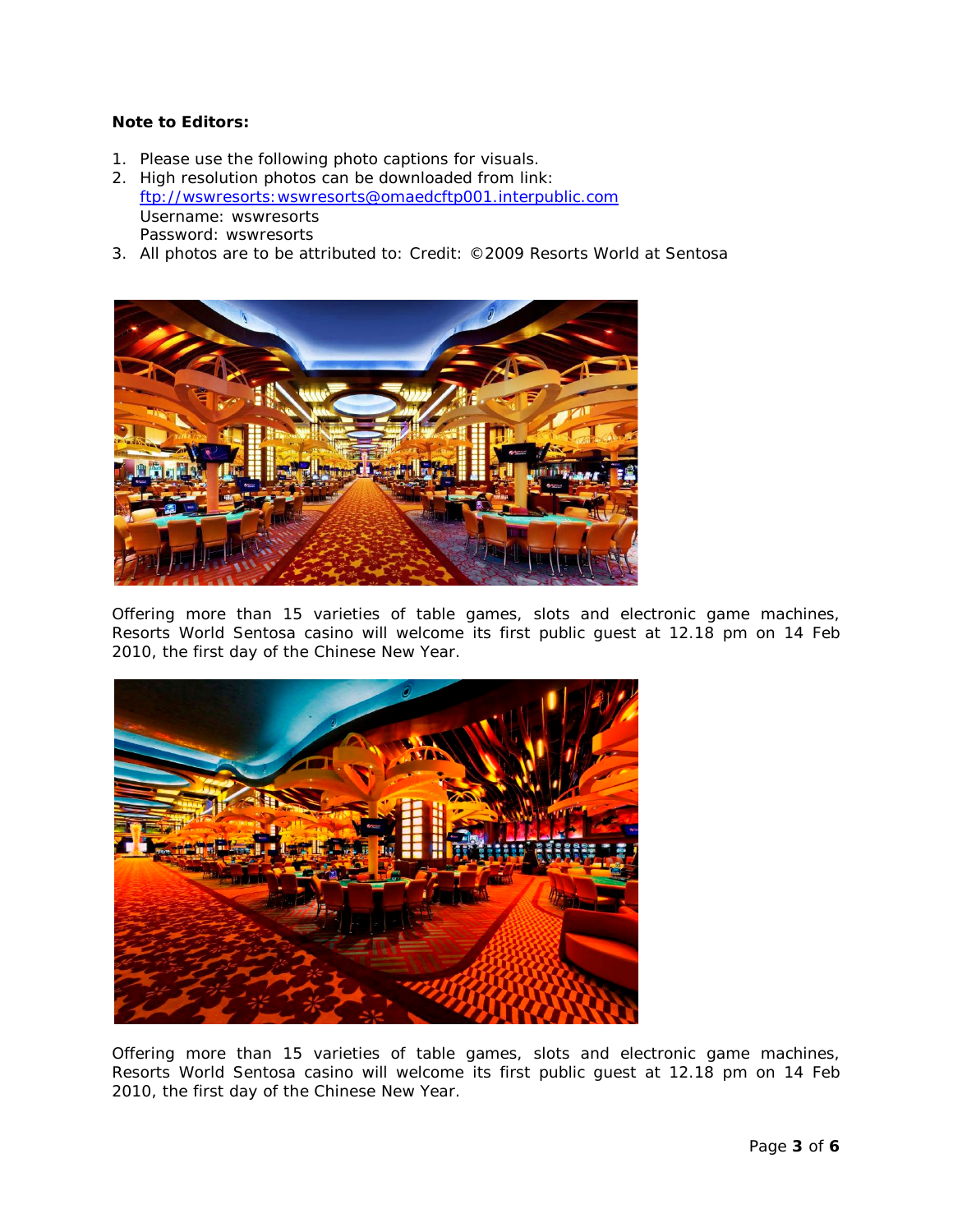**Note to Editors:**

1. Please use the following photo captions for visuals.
2. High resolution photos can be downloaded from link: ftp://wswresorts:wswresorts@omaedcftp001.interpublic.com
   Username: wswresorts
   Password: wswresorts
3. All photos are to be attributed to: Credit: ©2009 Resorts World at Sentosa

Offering more than 15 varieties of table games, slots and electronic game machines, Resorts World Sentosa casino will welcome its first public guest at 12.18 pm on 14 Feb 2010, the first day of the Chinese New Year.

Offering more than 15 varieties of table games, slots and electronic game machines, Resorts World Sentosa casino will welcome its first public guest at 12.18 pm on 14 Feb 2010, the first day of the Chinese New Year.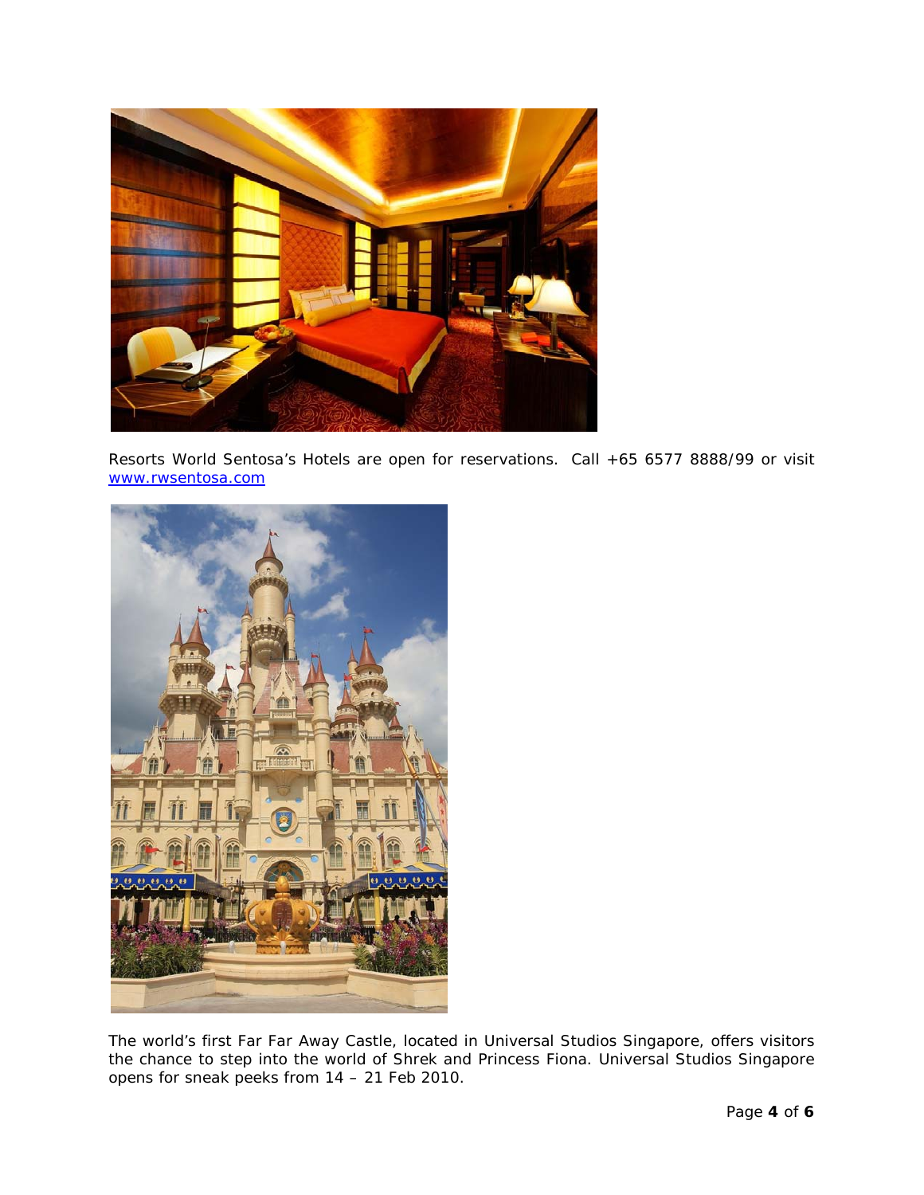Resorts World Sentosa's Hotels are open for reservations. Call +65 6577 8888/99 or visit www.rwsentosa.com

The world's first Far Far Away Castle, located in Universal Studios Singapore, offers visitors the chance to step into the world of Shrek and Princess Fiona. Universal Studios Singapore opens for sneak peeks from 14 – 21 Feb 2010.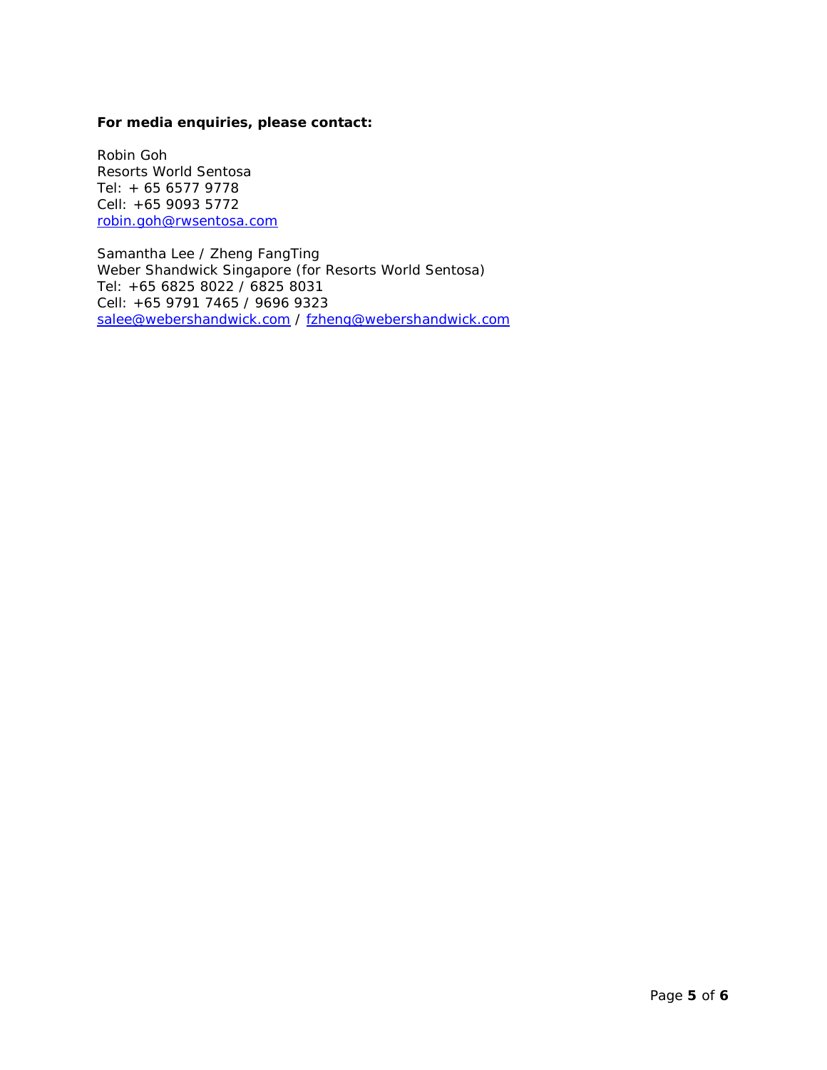**For media enquiries, please contact:**

Robin Goh  
Resorts World Sentosa  
Tel: + 65 6577 9778  
Cell: +65 9093 5772  
robin.goh@rwsentosa.com

Samantha Lee / Zheng FangTing  
Weber Shandwick Singapore (for Resorts World Sentosa)  
Tel: +65 6825 8022 / 6825 8031  
Cell: +65 9791 7465 / 9696 9323  
salee@webershandwick.com / fzheng@webershandwick.com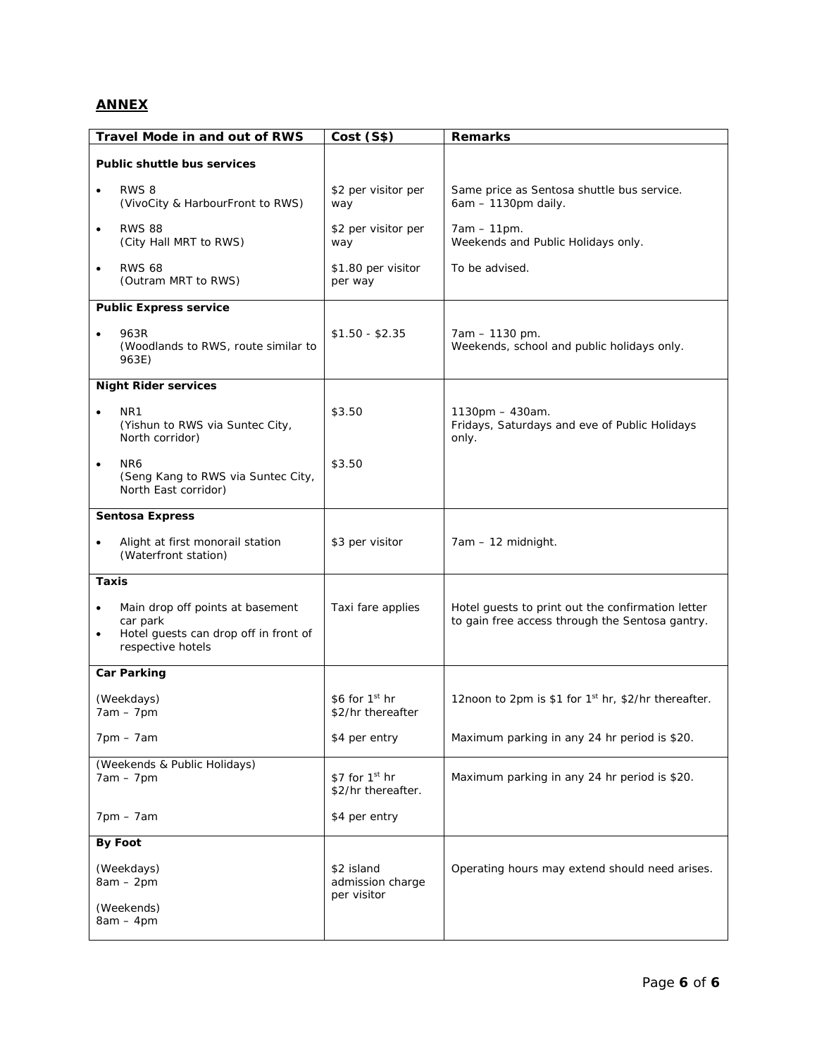## ANNEX

| Travel Mode in and out of RWS | Cost (S$) | Remarks |
|---|---|---|
| **Public shuttle bus services** | | |
| • RWS 8 (VivoCity & HarbourFront to RWS) | $2 per visitor per way | Same price as Sentosa shuttle bus service. 6am – 1130pm daily. |
| • RWS 88 (City Hall MRT to RWS) | $2 per visitor per way | 7am – 11pm. Weekends and Public Holidays only. |
| • RWS 68 (Outram MRT to RWS) | $1.80 per visitor per way | To be advised. |
| **Public Express service** | | |
| • 963R (Woodlands to RWS, route similar to 963E) | $1.50 - $2.35 | 7am – 1130 pm. Weekends, school and public holidays only. |
| **Night Rider services** | | |
| • NR1 (Yishun to RWS via Suntec City, North corridor) | $3.50 | 1130pm – 430am. Fridays, Saturdays and eve of Public Holidays only. |
| • NR6 (Seng Kang to RWS via Suntec City, North East corridor) | $3.50 | |
| **Sentosa Express** | | |
| • Alight at first monorail station (Waterfront station) | $3 per visitor | 7am – 12 midnight. |
| **Taxis** | | |
| • Main drop off points at basement car park<br>• Hotel guests can drop off in front of respective hotels | Taxi fare applies | Hotel guests to print out the confirmation letter to gain free access through the Sentosa gantry. |
| **Car Parking** | | |
| (Weekdays) 7am – 7pm | $6 for 1st hr $2/hr thereafter | 12noon to 2pm is $1 for 1st hr, $2/hr thereafter. |
| 7pm – 7am | $4 per entry | Maximum parking in any 24 hr period is $20. |
| (Weekends & Public Holidays) 7am – 7pm | $7 for 1st hr $2/hr thereafter. | Maximum parking in any 24 hr period is $20. |
| 7pm – 7am | $4 per entry | |
| **By Foot** | | |
| (Weekdays) 8am – 2pm<br>(Weekends) 8am – 4pm | $2 island admission charge per visitor | Operating hours may extend should need arises. |